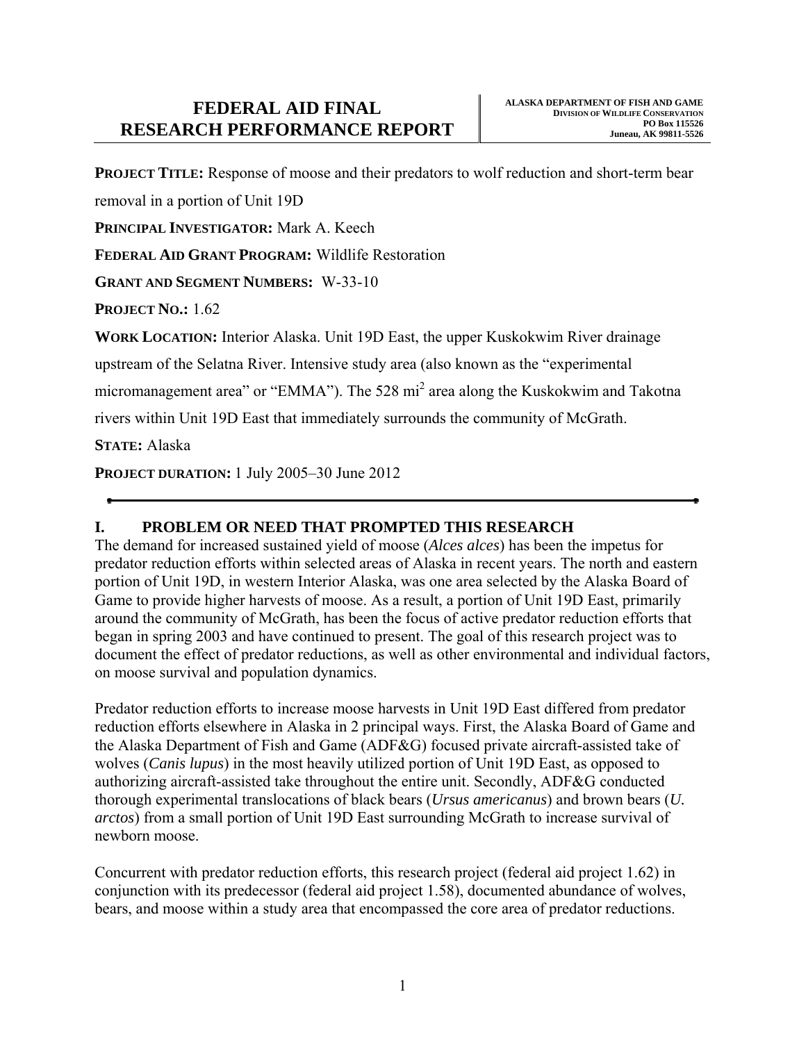# FEDERAL AID FINAL RESEARCH PERFORMANCE REPORT

**ALASKA DEPARTMENT OF FISH AND GAME**
**DIVISION OF WILDLIFE CONSERVATION**
**PO Box 115526**
**Juneau, AK 99811-5526**

**PROJECT TITLE:** Response of moose and their predators to wolf reduction and short-term bear removal in a portion of Unit 19D

**PRINCIPAL INVESTIGATOR:** Mark A. Keech

**FEDERAL AID GRANT PROGRAM:** Wildlife Restoration

**GRANT AND SEGMENT NUMBERS:** W-33-10

**PROJECT NO.:** 1.62

**WORK LOCATION:** Interior Alaska. Unit 19D East, the upper Kuskokwim River drainage upstream of the Selatna River. Intensive study area (also known as the "experimental micromanagement area" or "EMMA"). The 528 $mi^2$ area along the Kuskokwim and Takotna rivers within Unit 19D East that immediately surrounds the community of McGrath.

**STATE:** Alaska

**PROJECT DURATION:** 1 July 2005–30 June 2012

---

## I. PROBLEM OR NEED THAT PROMPTED THIS RESEARCH

The demand for increased sustained yield of moose (*Alces alces*) has been the impetus for predator reduction efforts within selected areas of Alaska in recent years. The north and eastern portion of Unit 19D, in western Interior Alaska, was one area selected by the Alaska Board of Game to provide higher harvests of moose. As a result, a portion of Unit 19D East, primarily around the community of McGrath, has been the focus of active predator reduction efforts that began in spring 2003 and have continued to present. The goal of this research project was to document the effect of predator reductions, as well as other environmental and individual factors, on moose survival and population dynamics.

Predator reduction efforts to increase moose harvests in Unit 19D East differed from predator reduction efforts elsewhere in Alaska in 2 principal ways. First, the Alaska Board of Game and the Alaska Department of Fish and Game (ADF&G) focused private aircraft-assisted take of wolves (*Canis lupus*) in the most heavily utilized portion of Unit 19D East, as opposed to authorizing aircraft-assisted take throughout the entire unit. Secondly, ADF&G conducted thorough experimental translocations of black bears (*Ursus americanus*) and brown bears (*U. arctos*) from a small portion of Unit 19D East surrounding McGrath to increase survival of newborn moose.

Concurrent with predator reduction efforts, this research project (federal aid project 1.62) in conjunction with its predecessor (federal aid project 1.58), documented abundance of wolves, bears, and moose within a study area that encompassed the core area of predator reductions.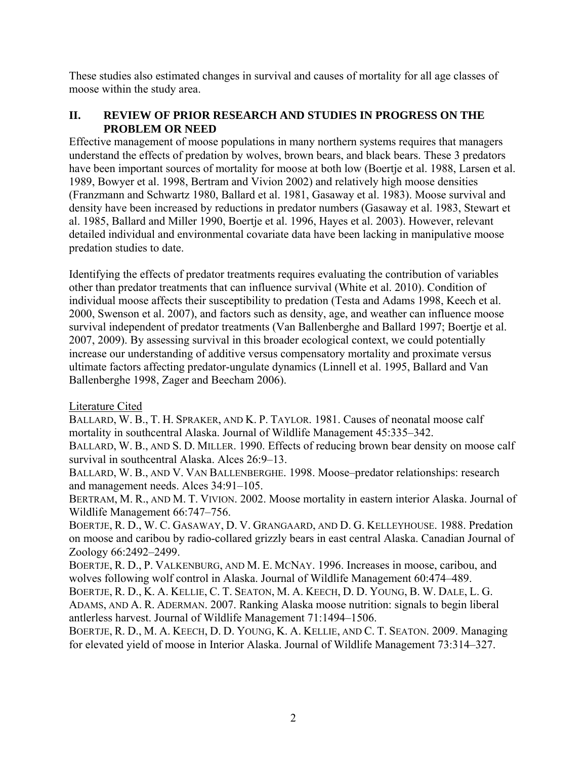These studies also estimated changes in survival and causes of mortality for all age classes of moose within the study area.

## II. REVIEW OF PRIOR RESEARCH AND STUDIES IN PROGRESS ON THE PROBLEM OR NEED

Effective management of moose populations in many northern systems requires that managers understand the effects of predation by wolves, brown bears, and black bears. These 3 predators have been important sources of mortality for moose at both low (Boertje et al. 1988, Larsen et al. 1989, Bowyer et al. 1998, Bertram and Vivion 2002) and relatively high moose densities (Franzmann and Schwartz 1980, Ballard et al. 1981, Gasaway et al. 1983). Moose survival and density have been increased by reductions in predator numbers (Gasaway et al. 1983, Stewart et al. 1985, Ballard and Miller 1990, Boertje et al. 1996, Hayes et al. 2003). However, relevant detailed individual and environmental covariate data have been lacking in manipulative moose predation studies to date.

Identifying the effects of predator treatments requires evaluating the contribution of variables other than predator treatments that can influence survival (White et al. 2010). Condition of individual moose affects their susceptibility to predation (Testa and Adams 1998, Keech et al. 2000, Swenson et al. 2007), and factors such as density, age, and weather can influence moose survival independent of predator treatments (Van Ballenberghe and Ballard 1997; Boertje et al. 2007, 2009). By assessing survival in this broader ecological context, we could potentially increase our understanding of additive versus compensatory mortality and proximate versus ultimate factors affecting predator-ungulate dynamics (Linnell et al. 1995, Ballard and Van Ballenberghe 1998, Zager and Beecham 2006).

Literature Cited

BALLARD, W. B., T. H. SPRAKER, AND K. P. TAYLOR. 1981. Causes of neonatal moose calf mortality in southcentral Alaska. Journal of Wildlife Management 45:335–342.

BALLARD, W. B., AND S. D. MILLER. 1990. Effects of reducing brown bear density on moose calf survival in southcentral Alaska. Alces 26:9–13.

BALLARD, W. B., AND V. VAN BALLENBERGHE. 1998. Moose–predator relationships: research and management needs. Alces 34:91–105.

BERTRAM, M. R., AND M. T. VIVION. 2002. Moose mortality in eastern interior Alaska. Journal of Wildlife Management 66:747–756.

BOERTJE, R. D., W. C. GASAWAY, D. V. GRANGAARD, AND D. G. KELLEYHOUSE. 1988. Predation on moose and caribou by radio-collared grizzly bears in east central Alaska. Canadian Journal of Zoology 66:2492–2499.

BOERTJE, R. D., P. VALKENBURG, AND M. E. MCNAY. 1996. Increases in moose, caribou, and wolves following wolf control in Alaska. Journal of Wildlife Management 60:474–489.

BOERTJE, R. D., K. A. KELLIE, C. T. SEATON, M. A. KEECH, D. D. YOUNG, B. W. DALE, L. G. ADAMS, AND A. R. ADERMAN. 2007. Ranking Alaska moose nutrition: signals to begin liberal antlerless harvest. Journal of Wildlife Management 71:1494–1506.

BOERTJE, R. D., M. A. KEECH, D. D. YOUNG, K. A. KELLIE, AND C. T. SEATON. 2009. Managing for elevated yield of moose in Interior Alaska. Journal of Wildlife Management 73:314–327.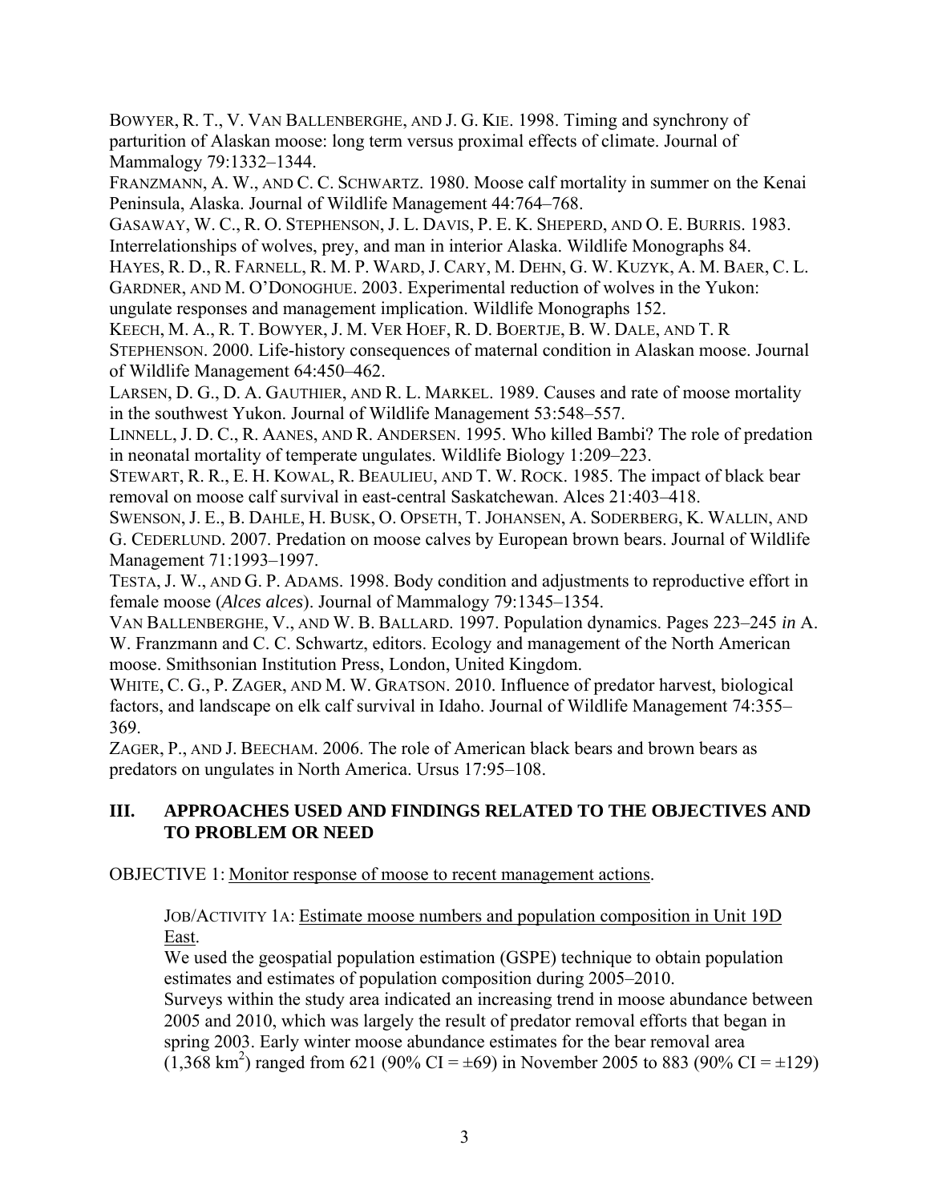BOWYER, R. T., V. VAN BALLENBERGHE, AND J. G. KIE. 1998. Timing and synchrony of parturition of Alaskan moose: long term versus proximal effects of climate. Journal of Mammalogy 79:1332–1344.

FRANZMANN, A. W., AND C. C. SCHWARTZ. 1980. Moose calf mortality in summer on the Kenai Peninsula, Alaska. Journal of Wildlife Management 44:764–768.

GASAWAY, W. C., R. O. STEPHENSON, J. L. DAVIS, P. E. K. SHEPERD, AND O. E. BURRIS. 1983. Interrelationships of wolves, prey, and man in interior Alaska. Wildlife Monographs 84.

HAYES, R. D., R. FARNELL, R. M. P. WARD, J. CARY, M. DEHN, G. W. KUZYK, A. M. BAER, C. L. GARDNER, AND M. O'DONOGHUE. 2003. Experimental reduction of wolves in the Yukon: ungulate responses and management implication. Wildlife Monographs 152.

KEECH, M. A., R. T. BOWYER, J. M. VER HOEF, R. D. BOERTJE, B. W. DALE, AND T. R STEPHENSON. 2000. Life-history consequences of maternal condition in Alaskan moose. Journal of Wildlife Management 64:450–462.

LARSEN, D. G., D. A. GAUTHIER, AND R. L. MARKEL. 1989. Causes and rate of moose mortality in the southwest Yukon. Journal of Wildlife Management 53:548–557.

LINNELL, J. D. C., R. AANES, AND R. ANDERSEN. 1995. Who killed Bambi? The role of predation in neonatal mortality of temperate ungulates. Wildlife Biology 1:209–223.

STEWART, R. R., E. H. KOWAL, R. BEAULIEU, AND T. W. ROCK. 1985. The impact of black bear removal on moose calf survival in east-central Saskatchewan. Alces 21:403–418.

SWENSON, J. E., B. DAHLE, H. BUSK, O. OPSETH, T. JOHANSEN, A. SODERBERG, K. WALLIN, AND G. CEDERLUND. 2007. Predation on moose calves by European brown bears. Journal of Wildlife Management 71:1993–1997.

TESTA, J. W., AND G. P. ADAMS. 1998. Body condition and adjustments to reproductive effort in female moose (*Alces alces*). Journal of Mammalogy 79:1345–1354.

VAN BALLENBERGHE, V., AND W. B. BALLARD. 1997. Population dynamics. Pages 223–245 *in* A. W. Franzmann and C. C. Schwartz, editors. Ecology and management of the North American moose. Smithsonian Institution Press, London, United Kingdom.

WHITE, C. G., P. ZAGER, AND M. W. GRATSON. 2010. Influence of predator harvest, biological factors, and landscape on elk calf survival in Idaho. Journal of Wildlife Management 74:355–369.

ZAGER, P., AND J. BEECHAM. 2006. The role of American black bears and brown bears as predators on ungulates in North America. Ursus 17:95–108.

## III. APPROACHES USED AND FINDINGS RELATED TO THE OBJECTIVES AND TO PROBLEM OR NEED

OBJECTIVE 1: Monitor response of moose to recent management actions.

JOB/ACTIVITY 1A: Estimate moose numbers and population composition in Unit 19D East.

We used the geospatial population estimation (GSPE) technique to obtain population estimates and estimates of population composition during 2005–2010.

Surveys within the study area indicated an increasing trend in moose abundance between 2005 and 2010, which was largely the result of predator removal efforts that began in spring 2003. Early winter moose abundance estimates for the bear removal area (1,368 $km^2$) ranged from 621 (90% CI = ±69) in November 2005 to 883 (90% CI = ±129)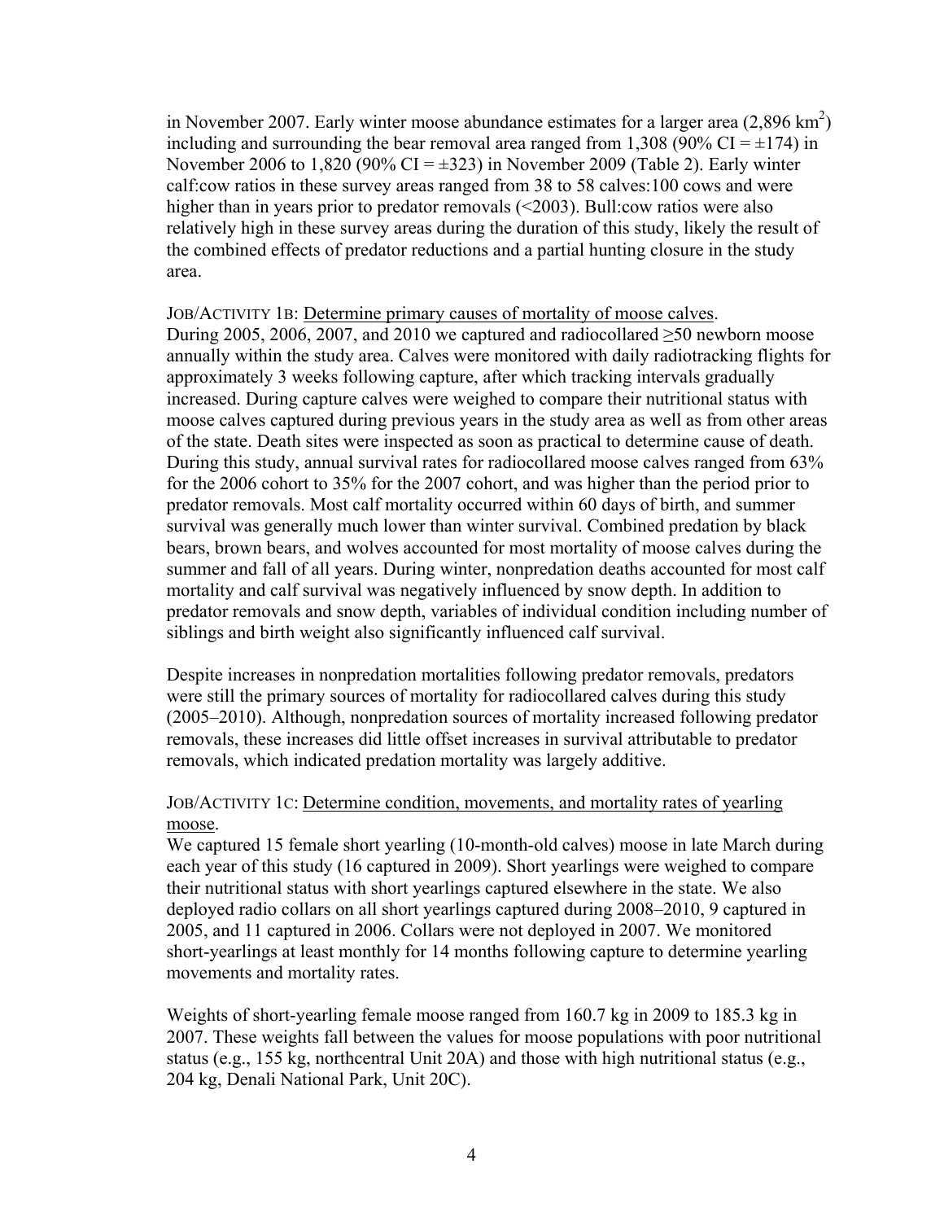in November 2007. Early winter moose abundance estimates for a larger area (2,896 $km^2$) including and surrounding the bear removal area ranged from 1,308 (90% CI = ±174) in November 2006 to 1,820 (90% CI = ±323) in November 2009 (Table 2). Early winter calf:cow ratios in these survey areas ranged from 38 to 58 calves:100 cows and were higher than in years prior to predator removals (<2003). Bull:cow ratios were also relatively high in these survey areas during the duration of this study, likely the result of the combined effects of predator reductions and a partial hunting closure in the study area.

JOB/ACTIVITY 1B: Determine primary causes of mortality of moose calves.
During 2005, 2006, 2007, and 2010 we captured and radiocollared ≥50 newborn moose annually within the study area. Calves were monitored with daily radiotracking flights for approximately 3 weeks following capture, after which tracking intervals gradually increased. During capture calves were weighed to compare their nutritional status with moose calves captured during previous years in the study area as well as from other areas of the state. Death sites were inspected as soon as practical to determine cause of death. During this study, annual survival rates for radiocollared moose calves ranged from 63% for the 2006 cohort to 35% for the 2007 cohort, and was higher than the period prior to predator removals. Most calf mortality occurred within 60 days of birth, and summer survival was generally much lower than winter survival. Combined predation by black bears, brown bears, and wolves accounted for most mortality of moose calves during the summer and fall of all years. During winter, nonpredation deaths accounted for most calf mortality and calf survival was negatively influenced by snow depth. In addition to predator removals and snow depth, variables of individual condition including number of siblings and birth weight also significantly influenced calf survival.

Despite increases in nonpredation mortalities following predator removals, predators were still the primary sources of mortality for radiocollared calves during this study (2005–2010). Although, nonpredation sources of mortality increased following predator removals, these increases did little offset increases in survival attributable to predator removals, which indicated predation mortality was largely additive.

JOB/ACTIVITY 1C: Determine condition, movements, and mortality rates of yearling moose.
We captured 15 female short yearling (10-month-old calves) moose in late March during each year of this study (16 captured in 2009). Short yearlings were weighed to compare their nutritional status with short yearlings captured elsewhere in the state. We also deployed radio collars on all short yearlings captured during 2008–2010, 9 captured in 2005, and 11 captured in 2006. Collars were not deployed in 2007. We monitored short-yearlings at least monthly for 14 months following capture to determine yearling movements and mortality rates.

Weights of short-yearling female moose ranged from 160.7 kg in 2009 to 185.3 kg in 2007. These weights fall between the values for moose populations with poor nutritional status (e.g., 155 kg, northcentral Unit 20A) and those with high nutritional status (e.g., 204 kg, Denali National Park, Unit 20C).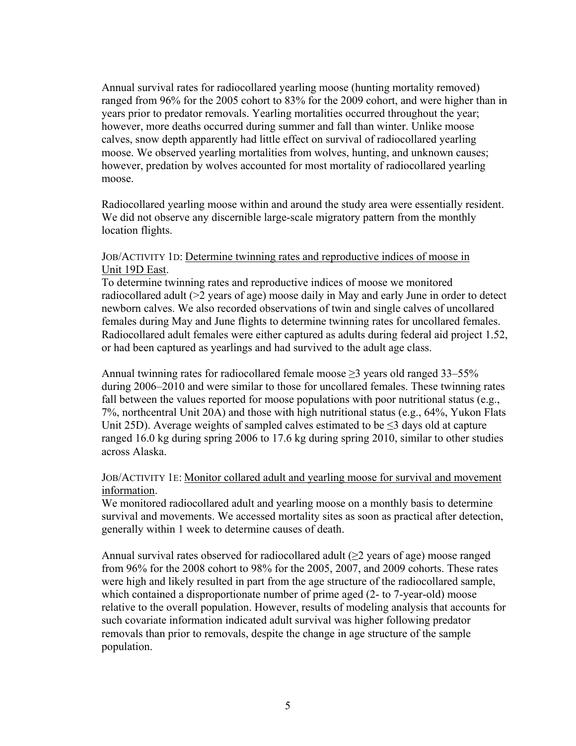Annual survival rates for radiocollared yearling moose (hunting mortality removed) ranged from 96% for the 2005 cohort to 83% for the 2009 cohort, and were higher than in years prior to predator removals. Yearling mortalities occurred throughout the year; however, more deaths occurred during summer and fall than winter. Unlike moose calves, snow depth apparently had little effect on survival of radiocollared yearling moose. We observed yearling mortalities from wolves, hunting, and unknown causes; however, predation by wolves accounted for most mortality of radiocollared yearling moose.

Radiocollared yearling moose within and around the study area were essentially resident. We did not observe any discernible large-scale migratory pattern from the monthly location flights.

JOB/ACTIVITY 1D: Determine twinning rates and reproductive indices of moose in Unit 19D East.

To determine twinning rates and reproductive indices of moose we monitored radiocollared adult (>2 years of age) moose daily in May and early June in order to detect newborn calves. We also recorded observations of twin and single calves of uncollared females during May and June flights to determine twinning rates for uncollared females. Radiocollared adult females were either captured as adults during federal aid project 1.52, or had been captured as yearlings and had survived to the adult age class.

Annual twinning rates for radiocollared female moose ≥3 years old ranged 33–55% during 2006–2010 and were similar to those for uncollared females. These twinning rates fall between the values reported for moose populations with poor nutritional status (e.g., 7%, northcentral Unit 20A) and those with high nutritional status (e.g., 64%, Yukon Flats Unit 25D). Average weights of sampled calves estimated to be ≤3 days old at capture ranged 16.0 kg during spring 2006 to 17.6 kg during spring 2010, similar to other studies across Alaska.

JOB/ACTIVITY 1E: Monitor collared adult and yearling moose for survival and movement information.

We monitored radiocollared adult and yearling moose on a monthly basis to determine survival and movements. We accessed mortality sites as soon as practical after detection, generally within 1 week to determine causes of death.

Annual survival rates observed for radiocollared adult (≥2 years of age) moose ranged from 96% for the 2008 cohort to 98% for the 2005, 2007, and 2009 cohorts. These rates were high and likely resulted in part from the age structure of the radiocollared sample, which contained a disproportionate number of prime aged (2- to 7-year-old) moose relative to the overall population. However, results of modeling analysis that accounts for such covariate information indicated adult survival was higher following predator removals than prior to removals, despite the change in age structure of the sample population.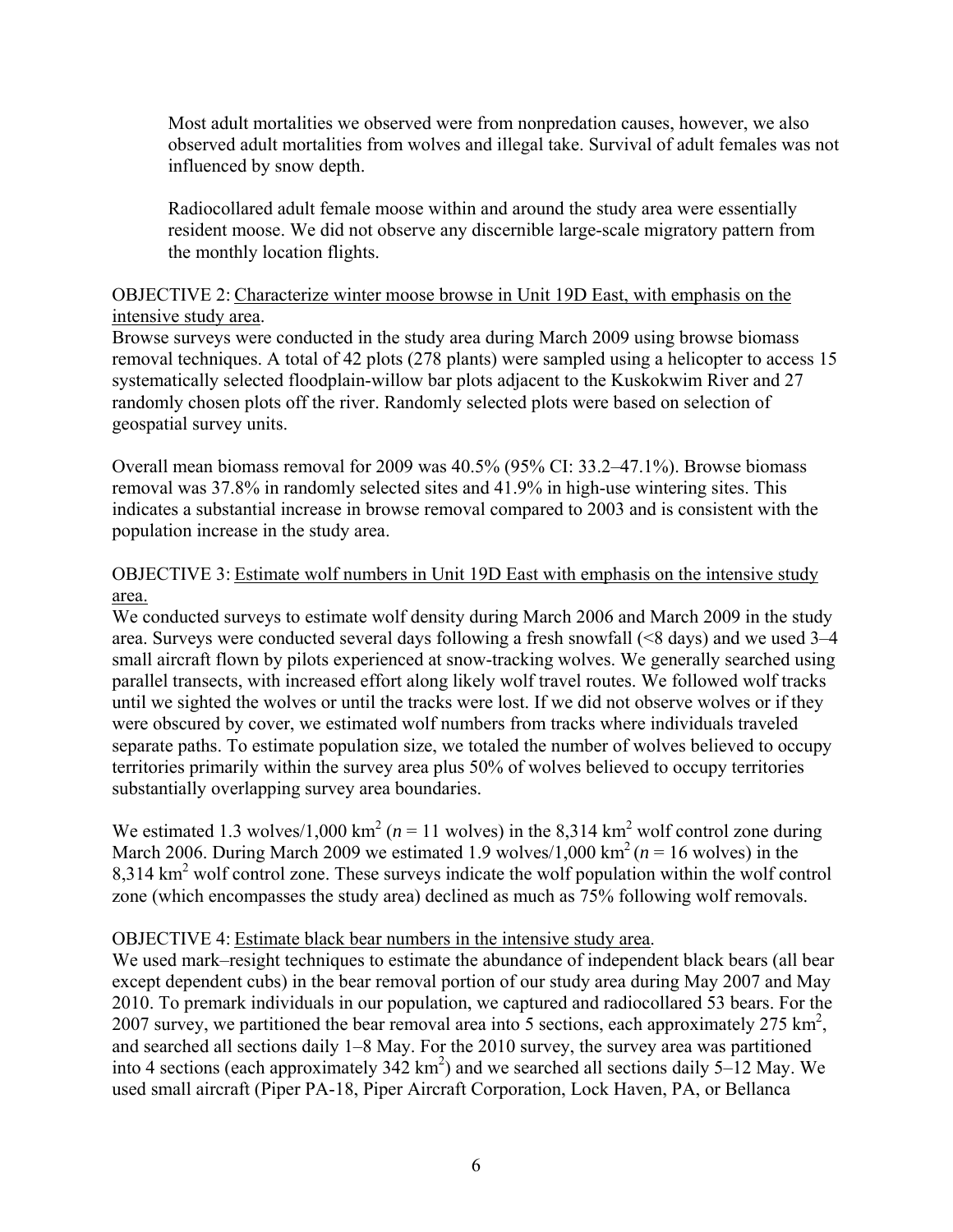Most adult mortalities we observed were from nonpredation causes, however, we also observed adult mortalities from wolves and illegal take. Survival of adult females was not influenced by snow depth.

Radiocollared adult female moose within and around the study area were essentially resident moose. We did not observe any discernible large-scale migratory pattern from the monthly location flights.

OBJECTIVE 2: Characterize winter moose browse in Unit 19D East, with emphasis on the intensive study area.

Browse surveys were conducted in the study area during March 2009 using browse biomass removal techniques. A total of 42 plots (278 plants) were sampled using a helicopter to access 15 systematically selected floodplain-willow bar plots adjacent to the Kuskokwim River and 27 randomly chosen plots off the river. Randomly selected plots were based on selection of geospatial survey units.

Overall mean biomass removal for 2009 was 40.5% (95% CI: 33.2–47.1%). Browse biomass removal was 37.8% in randomly selected sites and 41.9% in high-use wintering sites. This indicates a substantial increase in browse removal compared to 2003 and is consistent with the population increase in the study area.

OBJECTIVE 3: Estimate wolf numbers in Unit 19D East with emphasis on the intensive study area.

We conducted surveys to estimate wolf density during March 2006 and March 2009 in the study area. Surveys were conducted several days following a fresh snowfall (<8 days) and we used 3–4 small aircraft flown by pilots experienced at snow-tracking wolves. We generally searched using parallel transects, with increased effort along likely wolf travel routes. We followed wolf tracks until we sighted the wolves or until the tracks were lost. If we did not observe wolves or if they were obscured by cover, we estimated wolf numbers from tracks where individuals traveled separate paths. To estimate population size, we totaled the number of wolves believed to occupy territories primarily within the survey area plus 50% of wolves believed to occupy territories substantially overlapping survey area boundaries.

We estimated 1.3 wolves/1,000 $km^2$ ($n = 11$ wolves) in the 8,314 $km^2$ wolf control zone during March 2006. During March 2009 we estimated 1.9 wolves/1,000 $km^2$ ($n = 16$ wolves) in the 8,314 $km^2$ wolf control zone. These surveys indicate the wolf population within the wolf control zone (which encompasses the study area) declined as much as 75% following wolf removals.

OBJECTIVE 4: Estimate black bear numbers in the intensive study area.

We used mark–resight techniques to estimate the abundance of independent black bears (all bear except dependent cubs) in the bear removal portion of our study area during May 2007 and May 2010. To premark individuals in our population, we captured and radiocollared 53 bears. For the 2007 survey, we partitioned the bear removal area into 5 sections, each approximately 275 $km^2$, and searched all sections daily 1–8 May. For the 2010 survey, the survey area was partitioned into 4 sections (each approximately 342 $km^2$) and we searched all sections daily 5–12 May. We used small aircraft (Piper PA-18, Piper Aircraft Corporation, Lock Haven, PA, or Bellanca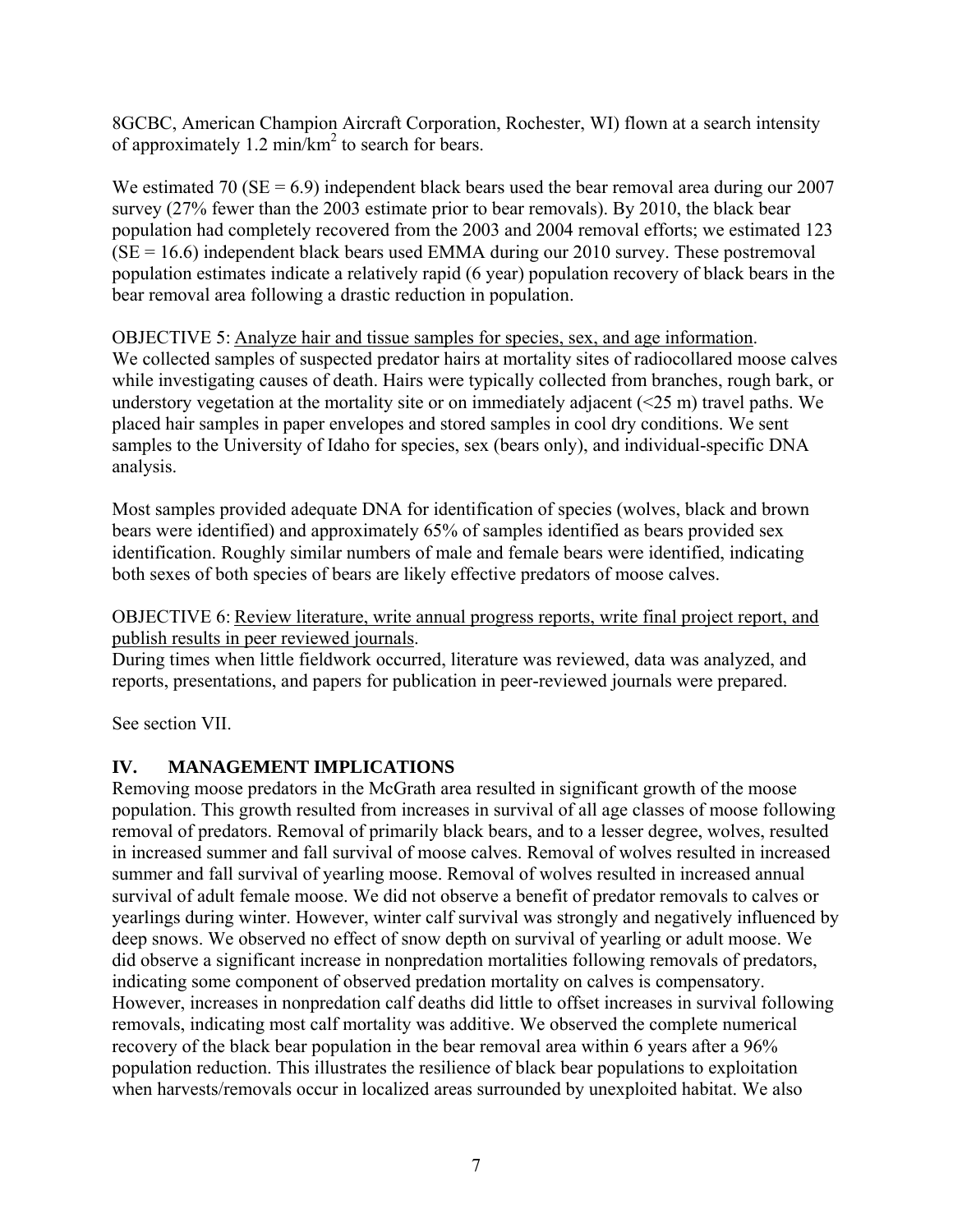8GCBC, American Champion Aircraft Corporation, Rochester, WI) flown at a search intensity of approximately 1.2 min/km$^2$ to search for bears.

We estimated 70 (SE = 6.9) independent black bears used the bear removal area during our 2007 survey (27% fewer than the 2003 estimate prior to bear removals). By 2010, the black bear population had completely recovered from the 2003 and 2004 removal efforts; we estimated 123 (SE = 16.6) independent black bears used EMMA during our 2010 survey. These postremoval population estimates indicate a relatively rapid (6 year) population recovery of black bears in the bear removal area following a drastic reduction in population.

OBJECTIVE 5: Analyze hair and tissue samples for species, sex, and age information.
We collected samples of suspected predator hairs at mortality sites of radiocollared moose calves while investigating causes of death. Hairs were typically collected from branches, rough bark, or understory vegetation at the mortality site or on immediately adjacent (<25 m) travel paths. We placed hair samples in paper envelopes and stored samples in cool dry conditions. We sent samples to the University of Idaho for species, sex (bears only), and individual-specific DNA analysis.

Most samples provided adequate DNA for identification of species (wolves, black and brown bears were identified) and approximately 65% of samples identified as bears provided sex identification. Roughly similar numbers of male and female bears were identified, indicating both sexes of both species of bears are likely effective predators of moose calves.

OBJECTIVE 6: Review literature, write annual progress reports, write final project report, and publish results in peer reviewed journals.
During times when little fieldwork occurred, literature was reviewed, data was analyzed, and reports, presentations, and papers for publication in peer-reviewed journals were prepared.

See section VII.

## IV. MANAGEMENT IMPLICATIONS

Removing moose predators in the McGrath area resulted in significant growth of the moose population. This growth resulted from increases in survival of all age classes of moose following removal of predators. Removal of primarily black bears, and to a lesser degree, wolves, resulted in increased summer and fall survival of moose calves. Removal of wolves resulted in increased summer and fall survival of yearling moose. Removal of wolves resulted in increased annual survival of adult female moose. We did not observe a benefit of predator removals to calves or yearlings during winter. However, winter calf survival was strongly and negatively influenced by deep snows. We observed no effect of snow depth on survival of yearling or adult moose. We did observe a significant increase in nonpredation mortalities following removals of predators, indicating some component of observed predation mortality on calves is compensatory. However, increases in nonpredation calf deaths did little to offset increases in survival following removals, indicating most calf mortality was additive. We observed the complete numerical recovery of the black bear population in the bear removal area within 6 years after a 96% population reduction. This illustrates the resilience of black bear populations to exploitation when harvests/removals occur in localized areas surrounded by unexploited habitat. We also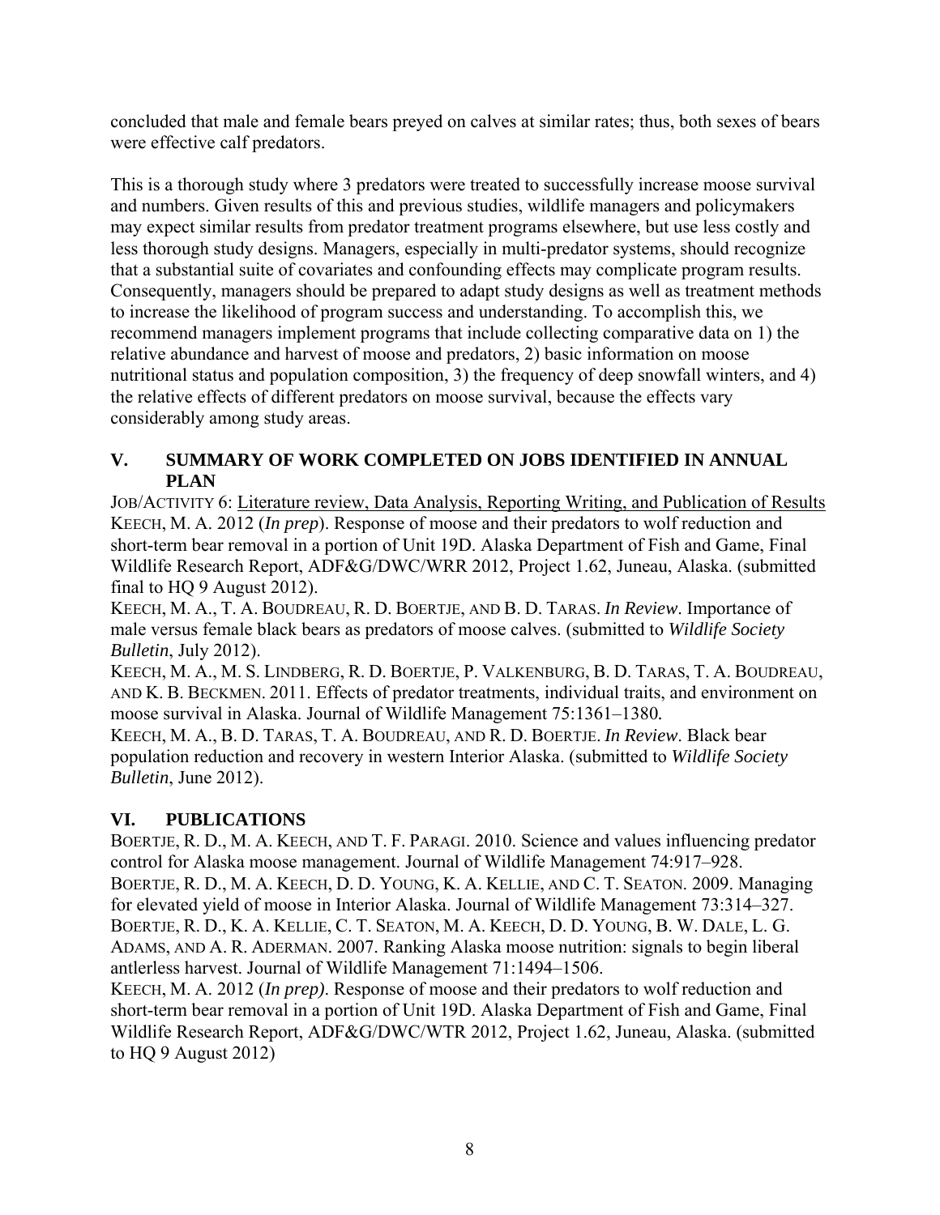concluded that male and female bears preyed on calves at similar rates; thus, both sexes of bears were effective calf predators.

This is a thorough study where 3 predators were treated to successfully increase moose survival and numbers. Given results of this and previous studies, wildlife managers and policymakers may expect similar results from predator treatment programs elsewhere, but use less costly and less thorough study designs. Managers, especially in multi-predator systems, should recognize that a substantial suite of covariates and confounding effects may complicate program results. Consequently, managers should be prepared to adapt study designs as well as treatment methods to increase the likelihood of program success and understanding. To accomplish this, we recommend managers implement programs that include collecting comparative data on 1) the relative abundance and harvest of moose and predators, 2) basic information on moose nutritional status and population composition, 3) the frequency of deep snowfall winters, and 4) the relative effects of different predators on moose survival, because the effects vary considerably among study areas.

## V. SUMMARY OF WORK COMPLETED ON JOBS IDENTIFIED IN ANNUAL PLAN

JOB/ACTIVITY 6: Literature review, Data Analysis, Reporting Writing, and Publication of Results

KEECH, M. A. 2012 (*In prep*). Response of moose and their predators to wolf reduction and short-term bear removal in a portion of Unit 19D. Alaska Department of Fish and Game, Final Wildlife Research Report, ADF&G/DWC/WRR 2012, Project 1.62, Juneau, Alaska. (submitted final to HQ 9 August 2012).

KEECH, M. A., T. A. BOUDREAU, R. D. BOERTJE, AND B. D. TARAS. *In Review*. Importance of male versus female black bears as predators of moose calves. (submitted to *Wildlife Society Bulletin*, July 2012).

KEECH, M. A., M. S. LINDBERG, R. D. BOERTJE, P. VALKENBURG, B. D. TARAS, T. A. BOUDREAU, AND K. B. BECKMEN. 2011. Effects of predator treatments, individual traits, and environment on moose survival in Alaska. Journal of Wildlife Management 75:1361–1380.

KEECH, M. A., B. D. TARAS, T. A. BOUDREAU, AND R. D. BOERTJE. *In Review*. Black bear population reduction and recovery in western Interior Alaska. (submitted to *Wildlife Society Bulletin*, June 2012).

## VI. PUBLICATIONS

BOERTJE, R. D., M. A. KEECH, AND T. F. PARAGI. 2010. Science and values influencing predator control for Alaska moose management. Journal of Wildlife Management 74:917–928.

BOERTJE, R. D., M. A. KEECH, D. D. YOUNG, K. A. KELLIE, AND C. T. SEATON. 2009. Managing for elevated yield of moose in Interior Alaska. Journal of Wildlife Management 73:314–327.

BOERTJE, R. D., K. A. KELLIE, C. T. SEATON, M. A. KEECH, D. D. YOUNG, B. W. DALE, L. G. ADAMS, AND A. R. ADERMAN. 2007. Ranking Alaska moose nutrition: signals to begin liberal antlerless harvest. Journal of Wildlife Management 71:1494–1506.

KEECH, M. A. 2012 (*In prep)*. Response of moose and their predators to wolf reduction and short-term bear removal in a portion of Unit 19D. Alaska Department of Fish and Game, Final Wildlife Research Report, ADF&G/DWC/WTR 2012, Project 1.62, Juneau, Alaska. (submitted to HQ 9 August 2012)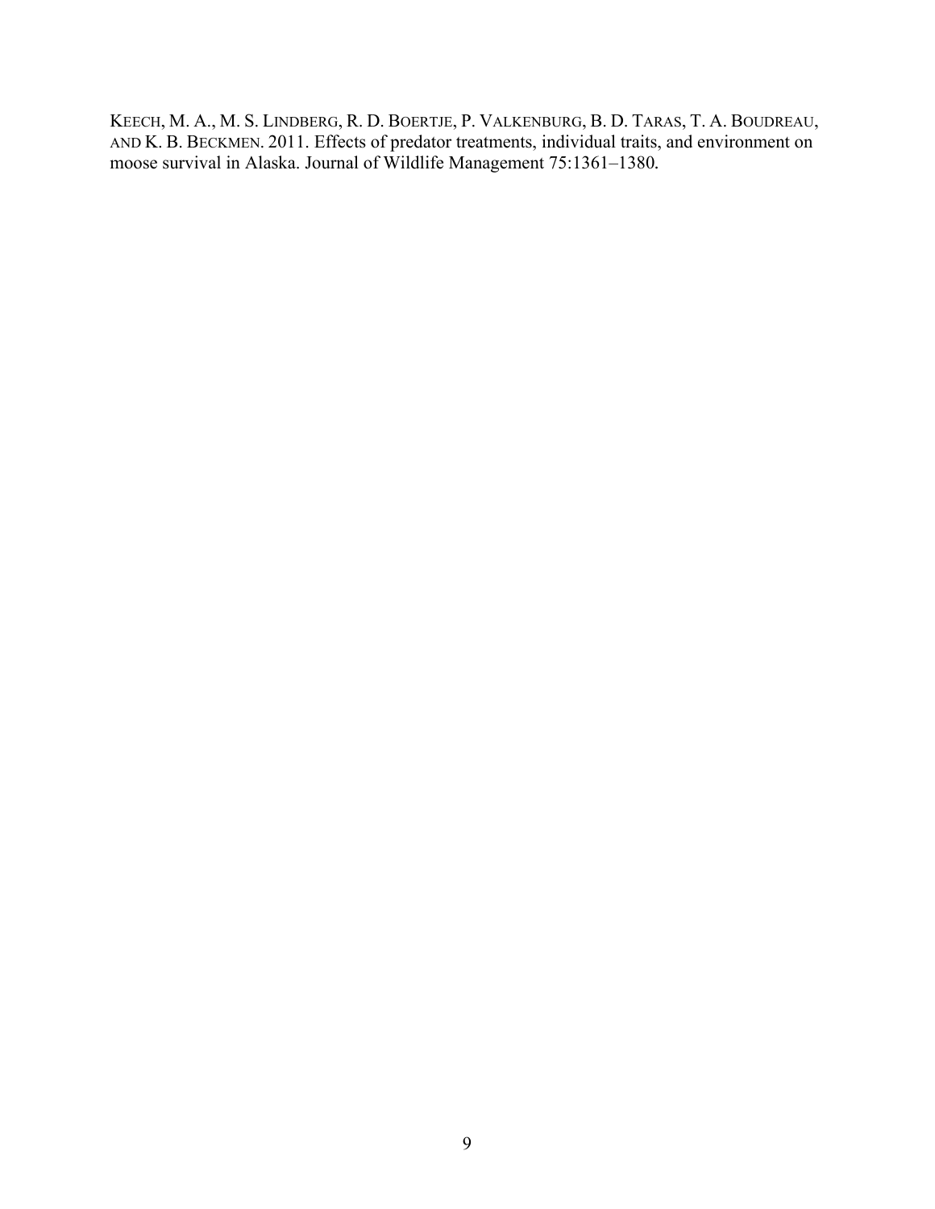KEECH, M. A., M. S. LINDBERG, R. D. BOERTJE, P. VALKENBURG, B. D. TARAS, T. A. BOUDREAU, AND K. B. BECKMEN. 2011. Effects of predator treatments, individual traits, and environment on moose survival in Alaska. Journal of Wildlife Management 75:1361–1380.